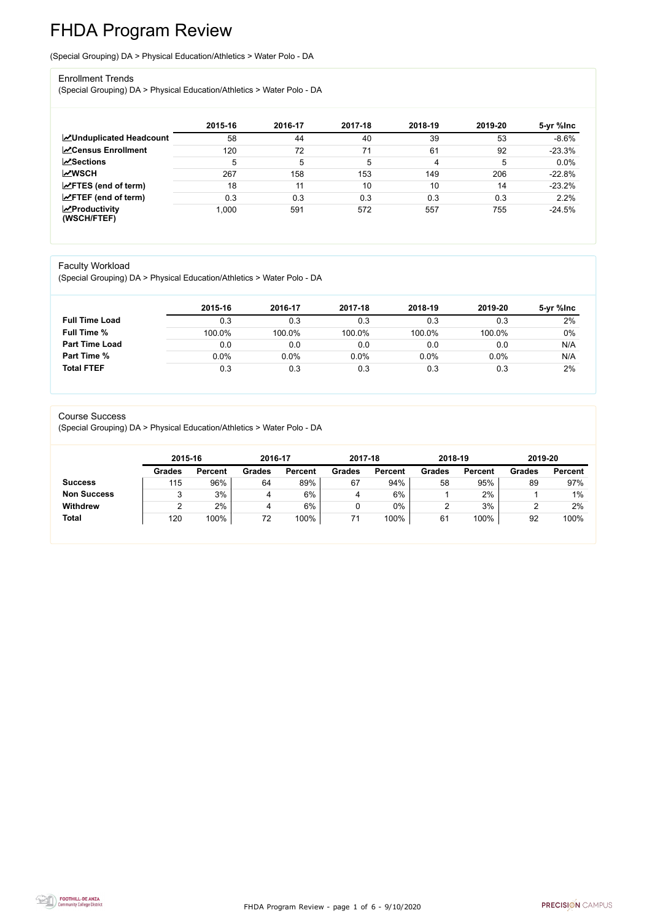# FHDA Program Review

(Special Grouping) DA > Physical Education/Athletics > Water Polo - DA

## Enrollment Trends

(Special Grouping) DA > Physical Education/Athletics > Water Polo - DA

| | 2015-16 | 2016-17 | 2017-18 | 2018-19 | 2019-20 | 5-yr %Inc |
|---|---|---|---|---|---|---|
| **Unduplicated Headcount** | 58 | 44 | 40 | 39 | 53 | -8.6% |
| **Census Enrollment** | 120 | 72 | 71 | 61 | 92 | -23.3% |
| **Sections** | 5 | 5 | 5 | 4 | 5 | 0.0% |
| **WSCH** | 267 | 158 | 153 | 149 | 206 | -22.8% |
| **FTES (end of term)** | 18 | 11 | 10 | 10 | 14 | -23.2% |
| **FTEF (end of term)** | 0.3 | 0.3 | 0.3 | 0.3 | 0.3 | 2.2% |
| **Productivity (WSCH/FTEF)** | 1,000 | 591 | 572 | 557 | 755 | -24.5% |

## Faculty Workload

(Special Grouping) DA > Physical Education/Athletics > Water Polo - DA

| | 2015-16 | 2016-17 | 2017-18 | 2018-19 | 2019-20 | 5-yr %Inc |
|---|---|---|---|---|---|---|
| **Full Time Load** | 0.3 | 0.3 | 0.3 | 0.3 | 0.3 | 2% |
| **Full Time %** | 100.0% | 100.0% | 100.0% | 100.0% | 100.0% | 0% |
| **Part Time Load** | 0.0 | 0.0 | 0.0 | 0.0 | 0.0 | N/A |
| **Part Time %** | 0.0% | 0.0% | 0.0% | 0.0% | 0.0% | N/A |
| **Total FTEF** | 0.3 | 0.3 | 0.3 | 0.3 | 0.3 | 2% |

## Course Success

(Special Grouping) DA > Physical Education/Athletics > Water Polo - DA

| | 2015-16 | | 2016-17 | | 2017-18 | | 2018-19 | | 2019-20 | |
|---|---|---|---|---|---|---|---|---|---|---|
| | Grades | Percent | Grades | Percent | Grades | Percent | Grades | Percent | Grades | Percent |
| **Success** | 115 | 96% | 64 | 89% | 67 | 94% | 58 | 95% | 89 | 97% |
| **Non Success** | 3 | 3% | 4 | 6% | 4 | 6% | 1 | 2% | 1 | 1% |
| **Withdrew** | 2 | 2% | 4 | 6% | 0 | 0% | 2 | 3% | 2 | 2% |
| **Total** | 120 | 100% | 72 | 100% | 71 | 100% | 61 | 100% | 92 | 100% |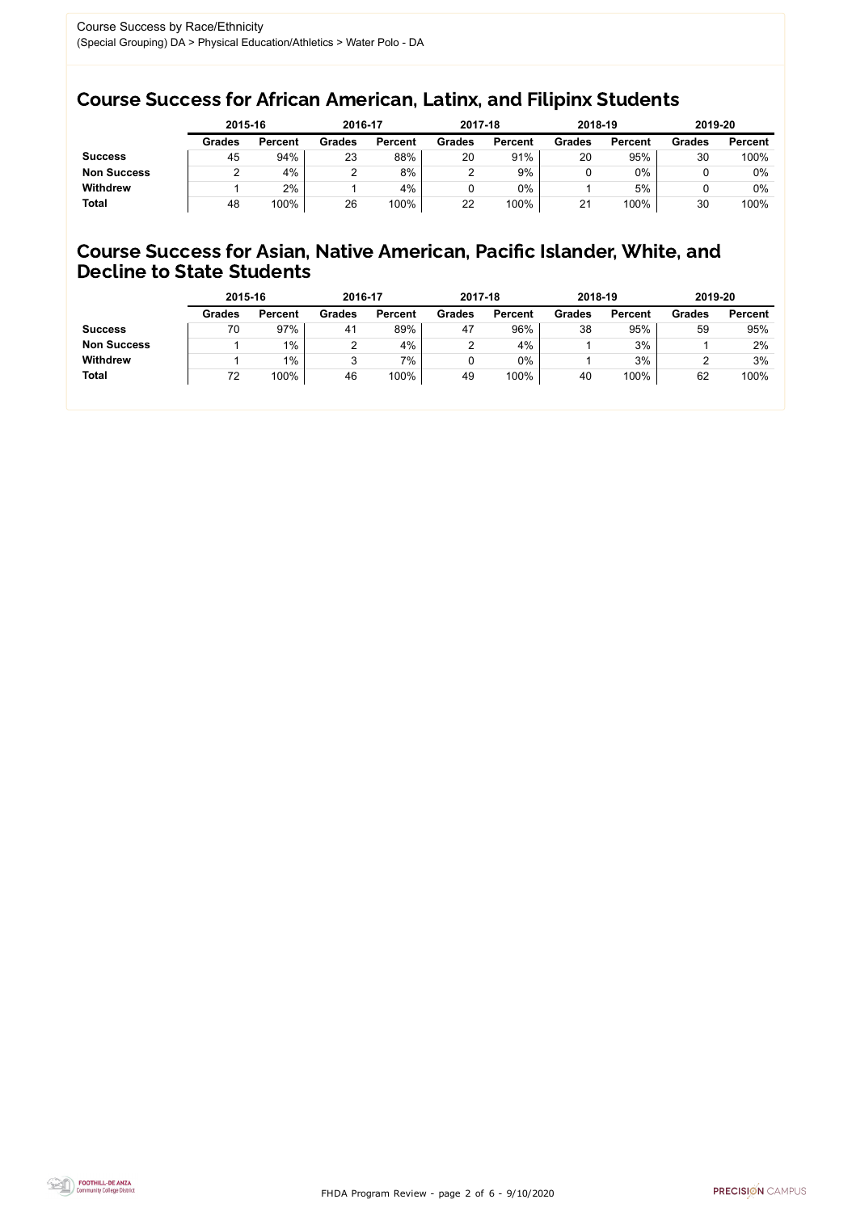Course Success by Race/Ethnicity
(Special Grouping) DA > Physical Education/Athletics > Water Polo - DA

## Course Success for African American, Latinx, and Filipinx Students

| | 2015-16 | | 2016-17 | | 2017-18 | | 2018-19 | | 2019-20 | |
|---|---|---|---|---|---|---|---|---|---|---|
| | Grades | Percent | Grades | Percent | Grades | Percent | Grades | Percent | Grades | Percent |
| **Success** | 45 | 94% | 23 | 88% | 20 | 91% | 20 | 95% | 30 | 100% |
| **Non Success** | 2 | 4% | 2 | 8% | 2 | 9% | 0 | 0% | 0 | 0% |
| **Withdrew** | 1 | 2% | 1 | 4% | 0 | 0% | 1 | 5% | 0 | 0% |
| **Total** | 48 | 100% | 26 | 100% | 22 | 100% | 21 | 100% | 30 | 100% |

## Course Success for Asian, Native American, Pacific Islander, White, and Decline to State Students

| | 2015-16 | | 2016-17 | | 2017-18 | | 2018-19 | | 2019-20 | |
|---|---|---|---|---|---|---|---|---|---|---|
| | Grades | Percent | Grades | Percent | Grades | Percent | Grades | Percent | Grades | Percent |
| **Success** | 70 | 97% | 41 | 89% | 47 | 96% | 38 | 95% | 59 | 95% |
| **Non Success** | 1 | 1% | 2 | 4% | 2 | 4% | 1 | 3% | 1 | 2% |
| **Withdrew** | 1 | 1% | 3 | 7% | 0 | 0% | 1 | 3% | 2 | 3% |
| **Total** | 72 | 100% | 46 | 100% | 49 | 100% | 40 | 100% | 62 | 100% |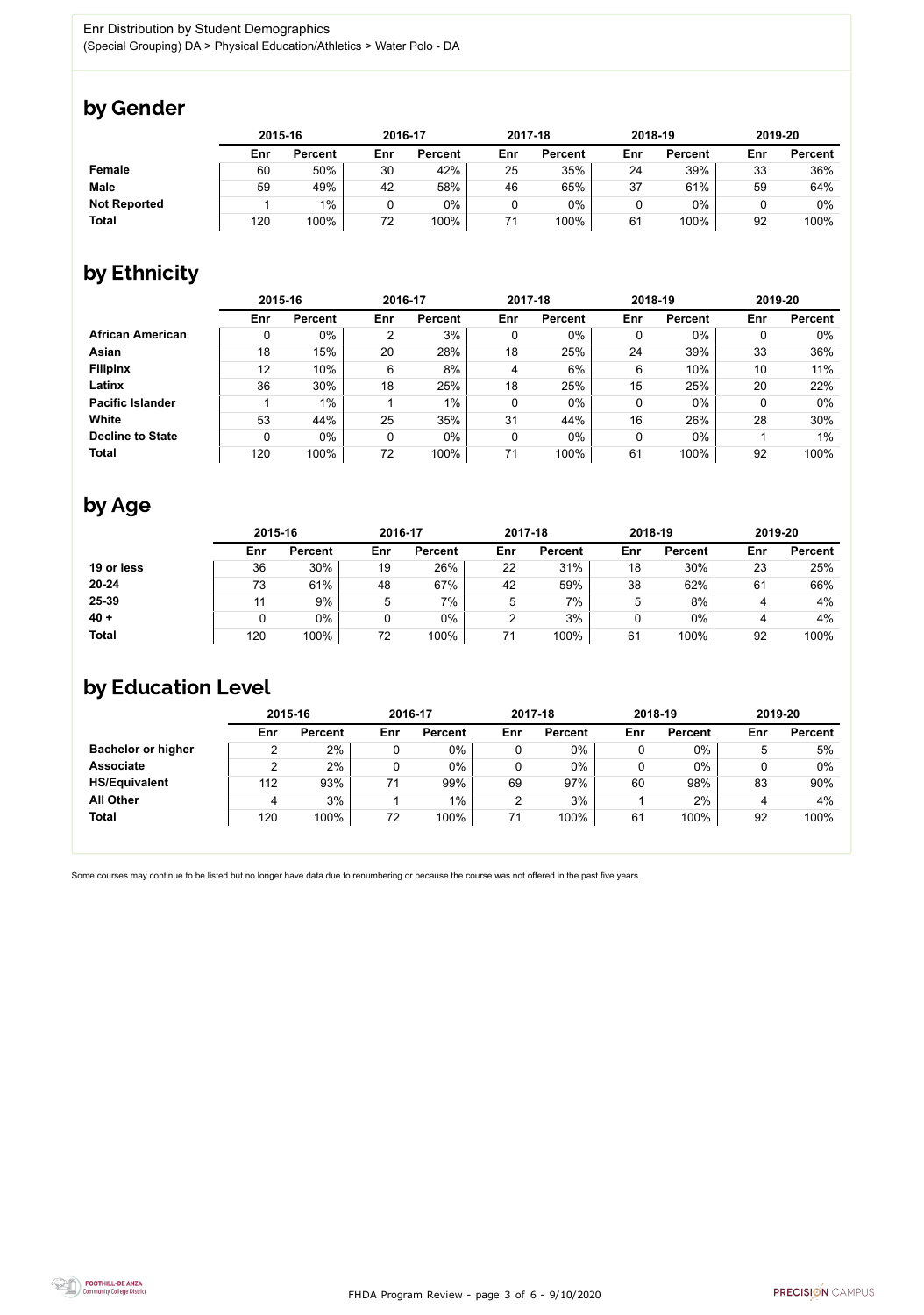Enr Distribution by Student Demographics
(Special Grouping) DA > Physical Education/Athletics > Water Polo - DA

## by Gender

| | 2015-16 | | 2016-17 | | 2017-18 | | 2018-19 | | 2019-20 | |
|---|---|---|---|---|---|---|---|---|---|---|
| | Enr | Percent | Enr | Percent | Enr | Percent | Enr | Percent | Enr | Percent |
| **Female** | 60 | 50% | 30 | 42% | 25 | 35% | 24 | 39% | 33 | 36% |
| **Male** | 59 | 49% | 42 | 58% | 46 | 65% | 37 | 61% | 59 | 64% |
| **Not Reported** | 1 | 1% | 0 | 0% | 0 | 0% | 0 | 0% | 0 | 0% |
| **Total** | 120 | 100% | 72 | 100% | 71 | 100% | 61 | 100% | 92 | 100% |

## by Ethnicity

| | 2015-16 | | 2016-17 | | 2017-18 | | 2018-19 | | 2019-20 | |
|---|---|---|---|---|---|---|---|---|---|---|
| | Enr | Percent | Enr | Percent | Enr | Percent | Enr | Percent | Enr | Percent |
| **African American** | 0 | 0% | 2 | 3% | 0 | 0% | 0 | 0% | 0 | 0% |
| **Asian** | 18 | 15% | 20 | 28% | 18 | 25% | 24 | 39% | 33 | 36% |
| **Filipinx** | 12 | 10% | 6 | 8% | 4 | 6% | 6 | 10% | 10 | 11% |
| **Latinx** | 36 | 30% | 18 | 25% | 18 | 25% | 15 | 25% | 20 | 22% |
| **Pacific Islander** | 1 | 1% | 1 | 1% | 0 | 0% | 0 | 0% | 0 | 0% |
| **White** | 53 | 44% | 25 | 35% | 31 | 44% | 16 | 26% | 28 | 30% |
| **Decline to State** | 0 | 0% | 0 | 0% | 0 | 0% | 0 | 0% | 1 | 1% |
| **Total** | 120 | 100% | 72 | 100% | 71 | 100% | 61 | 100% | 92 | 100% |

## by Age

| | 2015-16 | | 2016-17 | | 2017-18 | | 2018-19 | | 2019-20 | |
|---|---|---|---|---|---|---|---|---|---|---|
| | Enr | Percent | Enr | Percent | Enr | Percent | Enr | Percent | Enr | Percent |
| **19 or less** | 36 | 30% | 19 | 26% | 22 | 31% | 18 | 30% | 23 | 25% |
| **20-24** | 73 | 61% | 48 | 67% | 42 | 59% | 38 | 62% | 61 | 66% |
| **25-39** | 11 | 9% | 5 | 7% | 5 | 7% | 5 | 8% | 4 | 4% |
| **40 +** | 0 | 0% | 0 | 0% | 2 | 3% | 0 | 0% | 4 | 4% |
| **Total** | 120 | 100% | 72 | 100% | 71 | 100% | 61 | 100% | 92 | 100% |

## by Education Level

| | 2015-16 | | 2016-17 | | 2017-18 | | 2018-19 | | 2019-20 | |
|---|---|---|---|---|---|---|---|---|---|---|
| | Enr | Percent | Enr | Percent | Enr | Percent | Enr | Percent | Enr | Percent |
| **Bachelor or higher** | 2 | 2% | 0 | 0% | 0 | 0% | 0 | 0% | 5 | 5% |
| **Associate** | 2 | 2% | 0 | 0% | 0 | 0% | 0 | 0% | 0 | 0% |
| **HS/Equivalent** | 112 | 93% | 71 | 99% | 69 | 97% | 60 | 98% | 83 | 90% |
| **All Other** | 4 | 3% | 1 | 1% | 2 | 3% | 1 | 2% | 4 | 4% |
| **Total** | 120 | 100% | 72 | 100% | 71 | 100% | 61 | 100% | 92 | 100% |

Some courses may continue to be listed but no longer have data due to renumbering or because the course was not offered in the past five years.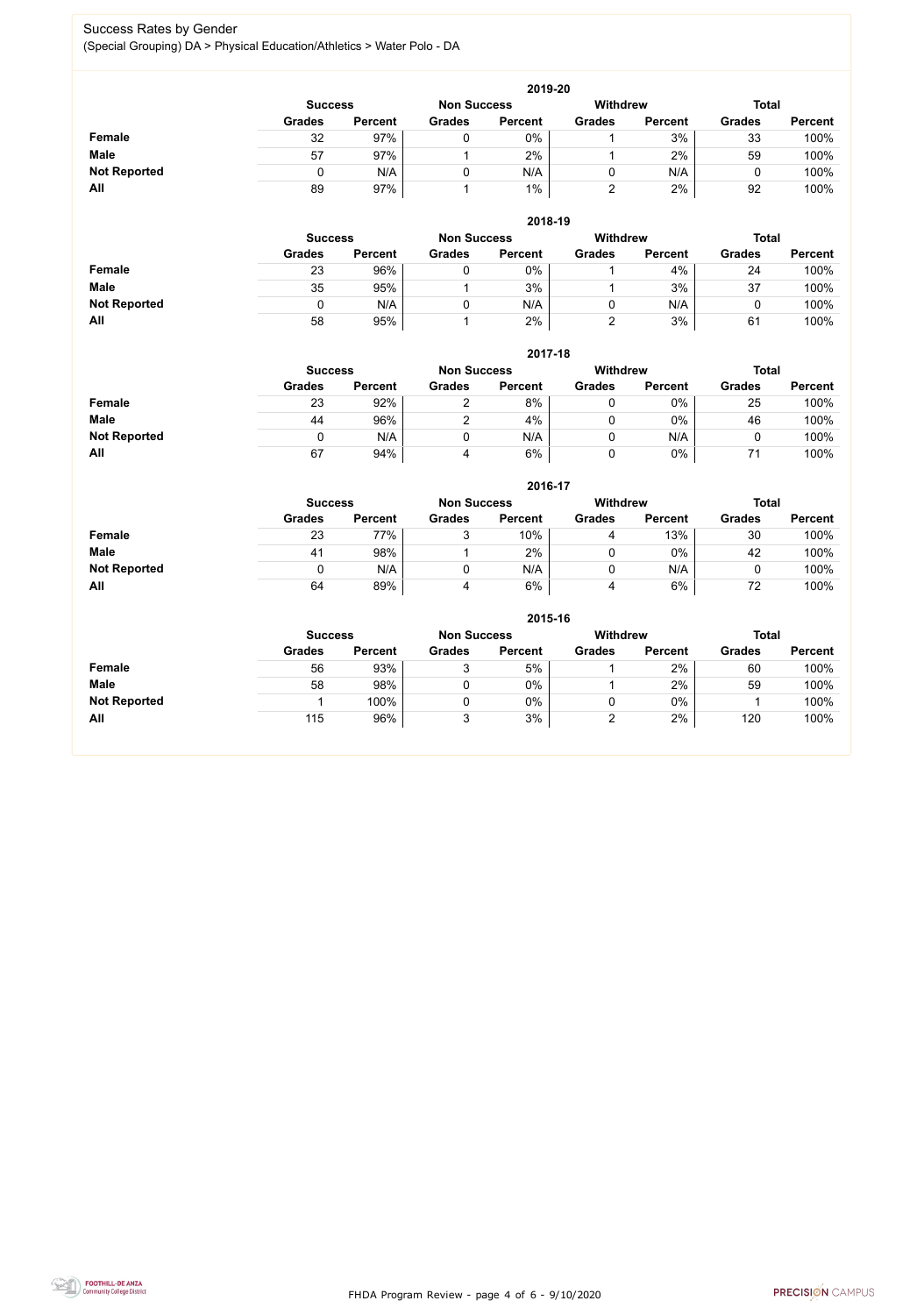# Success Rates by Gender

(Special Grouping) DA > Physical Education/Athletics > Water Polo - DA

### 2019-20

| | Success | | Non Success | | Withdrew | | Total | |
|---|---|---|---|---|---|---|---|---|
| | Grades | Percent | Grades | Percent | Grades | Percent | Grades | Percent |
| **Female** | 32 | 97% | 0 | 0% | 1 | 3% | 33 | 100% |
| **Male** | 57 | 97% | 1 | 2% | 1 | 2% | 59 | 100% |
| **Not Reported** | 0 | N/A | 0 | N/A | 0 | N/A | 0 | 100% |
| **All** | 89 | 97% | 1 | 1% | 2 | 2% | 92 | 100% |

### 2018-19

| | Success | | Non Success | | Withdrew | | Total | |
|---|---|---|---|---|---|---|---|---|
| | Grades | Percent | Grades | Percent | Grades | Percent | Grades | Percent |
| **Female** | 23 | 96% | 0 | 0% | 1 | 4% | 24 | 100% |
| **Male** | 35 | 95% | 1 | 3% | 1 | 3% | 37 | 100% |
| **Not Reported** | 0 | N/A | 0 | N/A | 0 | N/A | 0 | 100% |
| **All** | 58 | 95% | 1 | 2% | 2 | 3% | 61 | 100% |

### 2017-18

| | Success | | Non Success | | Withdrew | | Total | |
|---|---|---|---|---|---|---|---|---|
| | Grades | Percent | Grades | Percent | Grades | Percent | Grades | Percent |
| **Female** | 23 | 92% | 2 | 8% | 0 | 0% | 25 | 100% |
| **Male** | 44 | 96% | 2 | 4% | 0 | 0% | 46 | 100% |
| **Not Reported** | 0 | N/A | 0 | N/A | 0 | N/A | 0 | 100% |
| **All** | 67 | 94% | 4 | 6% | 0 | 0% | 71 | 100% |

### 2016-17

| | Success | | Non Success | | Withdrew | | Total | |
|---|---|---|---|---|---|---|---|---|
| | Grades | Percent | Grades | Percent | Grades | Percent | Grades | Percent |
| **Female** | 23 | 77% | 3 | 10% | 4 | 13% | 30 | 100% |
| **Male** | 41 | 98% | 1 | 2% | 0 | 0% | 42 | 100% |
| **Not Reported** | 0 | N/A | 0 | N/A | 0 | N/A | 0 | 100% |
| **All** | 64 | 89% | 4 | 6% | 4 | 6% | 72 | 100% |

### 2015-16

| | Success | | Non Success | | Withdrew | | Total | |
|---|---|---|---|---|---|---|---|---|
| | Grades | Percent | Grades | Percent | Grades | Percent | Grades | Percent |
| **Female** | 56 | 93% | 3 | 5% | 1 | 2% | 60 | 100% |
| **Male** | 58 | 98% | 0 | 0% | 1 | 2% | 59 | 100% |
| **Not Reported** | 1 | 100% | 0 | 0% | 0 | 0% | 1 | 100% |
| **All** | 115 | 96% | 3 | 3% | 2 | 2% | 120 | 100% |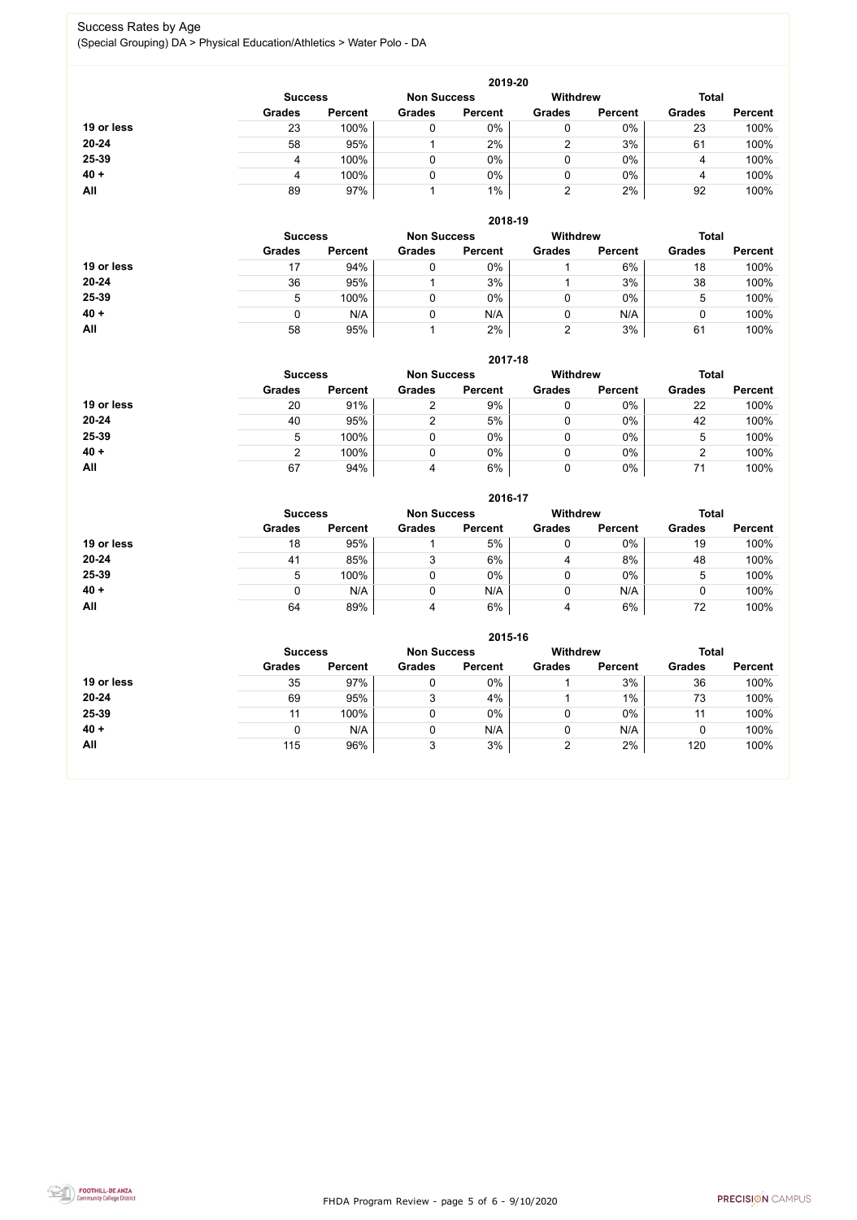Success Rates by Age

(Special Grouping) DA > Physical Education/Athletics > Water Polo - DA

### 2019-20

| | Success | | Non Success | | Withdrew | | Total | |
|---|---|---|---|---|---|---|---|---|
| | Grades | Percent | Grades | Percent | Grades | Percent | Grades | Percent |
| **19 or less** | 23 | 100% | 0 | 0% | 0 | 0% | 23 | 100% |
| **20-24** | 58 | 95% | 1 | 2% | 2 | 3% | 61 | 100% |
| **25-39** | 4 | 100% | 0 | 0% | 0 | 0% | 4 | 100% |
| **40 +** | 4 | 100% | 0 | 0% | 0 | 0% | 4 | 100% |
| **All** | 89 | 97% | 1 | 1% | 2 | 2% | 92 | 100% |

### 2018-19

| | Success | | Non Success | | Withdrew | | Total | |
|---|---|---|---|---|---|---|---|---|
| | Grades | Percent | Grades | Percent | Grades | Percent | Grades | Percent |
| **19 or less** | 17 | 94% | 0 | 0% | 1 | 6% | 18 | 100% |
| **20-24** | 36 | 95% | 1 | 3% | 1 | 3% | 38 | 100% |
| **25-39** | 5 | 100% | 0 | 0% | 0 | 0% | 5 | 100% |
| **40 +** | 0 | N/A | 0 | N/A | 0 | N/A | 0 | 100% |
| **All** | 58 | 95% | 1 | 2% | 2 | 3% | 61 | 100% |

### 2017-18

| | Success | | Non Success | | Withdrew | | Total | |
|---|---|---|---|---|---|---|---|---|
| | Grades | Percent | Grades | Percent | Grades | Percent | Grades | Percent |
| **19 or less** | 20 | 91% | 2 | 9% | 0 | 0% | 22 | 100% |
| **20-24** | 40 | 95% | 2 | 5% | 0 | 0% | 42 | 100% |
| **25-39** | 5 | 100% | 0 | 0% | 0 | 0% | 5 | 100% |
| **40 +** | 2 | 100% | 0 | 0% | 0 | 0% | 2 | 100% |
| **All** | 67 | 94% | 4 | 6% | 0 | 0% | 71 | 100% |

### 2016-17

| | Success | | Non Success | | Withdrew | | Total | |
|---|---|---|---|---|---|---|---|---|
| | Grades | Percent | Grades | Percent | Grades | Percent | Grades | Percent |
| **19 or less** | 18 | 95% | 1 | 5% | 0 | 0% | 19 | 100% |
| **20-24** | 41 | 85% | 3 | 6% | 4 | 8% | 48 | 100% |
| **25-39** | 5 | 100% | 0 | 0% | 0 | 0% | 5 | 100% |
| **40 +** | 0 | N/A | 0 | N/A | 0 | N/A | 0 | 100% |
| **All** | 64 | 89% | 4 | 6% | 4 | 6% | 72 | 100% |

### 2015-16

| | Success | | Non Success | | Withdrew | | Total | |
|---|---|---|---|---|---|---|---|---|
| | Grades | Percent | Grades | Percent | Grades | Percent | Grades | Percent |
| **19 or less** | 35 | 97% | 0 | 0% | 1 | 3% | 36 | 100% |
| **20-24** | 69 | 95% | 3 | 4% | 1 | 1% | 73 | 100% |
| **25-39** | 11 | 100% | 0 | 0% | 0 | 0% | 11 | 100% |
| **40 +** | 0 | N/A | 0 | N/A | 0 | N/A | 0 | 100% |
| **All** | 115 | 96% | 3 | 3% | 2 | 2% | 120 | 100% |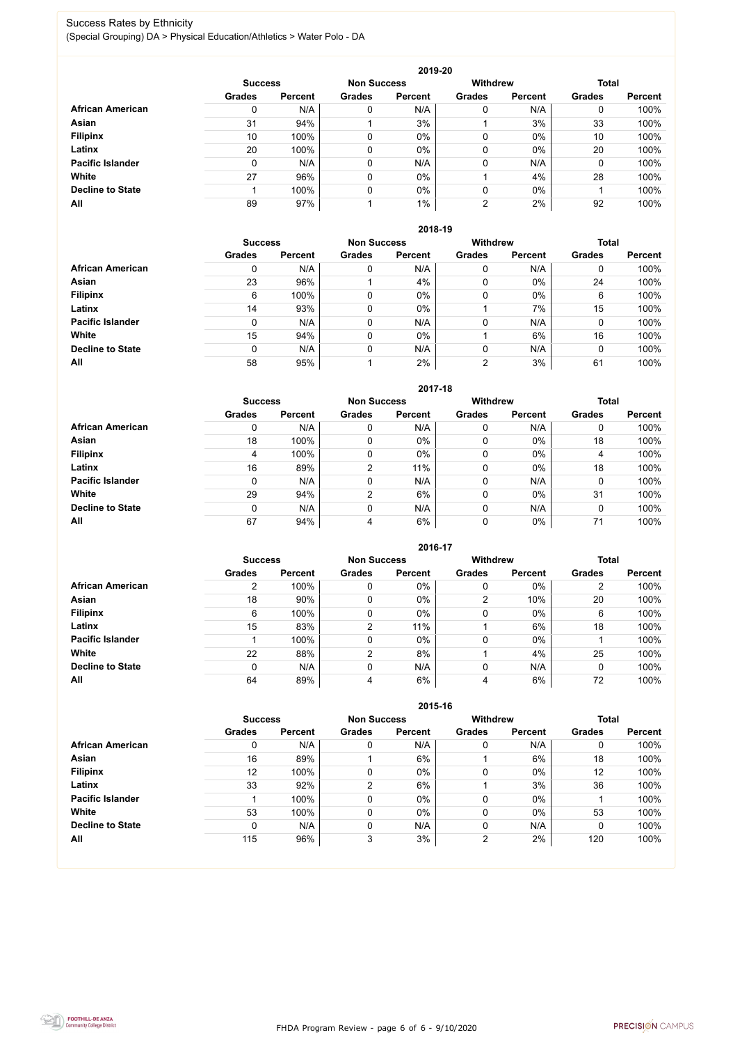# Success Rates by Ethnicity

(Special Grouping) DA > Physical Education/Athletics > Water Polo - DA

## 2019-20

| | Success | | Non Success | | Withdrew | | Total | |
|---|---|---|---|---|---|---|---|---|
| | Grades | Percent | Grades | Percent | Grades | Percent | Grades | Percent |
| **African American** | 0 | N/A | 0 | N/A | 0 | N/A | 0 | 100% |
| **Asian** | 31 | 94% | 1 | 3% | 1 | 3% | 33 | 100% |
| **Filipinx** | 10 | 100% | 0 | 0% | 0 | 0% | 10 | 100% |
| **Latinx** | 20 | 100% | 0 | 0% | 0 | 0% | 20 | 100% |
| **Pacific Islander** | 0 | N/A | 0 | N/A | 0 | N/A | 0 | 100% |
| **White** | 27 | 96% | 0 | 0% | 1 | 4% | 28 | 100% |
| **Decline to State** | 1 | 100% | 0 | 0% | 0 | 0% | 1 | 100% |
| **All** | 89 | 97% | 1 | 1% | 2 | 2% | 92 | 100% |

## 2018-19

| | Success | | Non Success | | Withdrew | | Total | |
|---|---|---|---|---|---|---|---|---|
| | Grades | Percent | Grades | Percent | Grades | Percent | Grades | Percent |
| **African American** | 0 | N/A | 0 | N/A | 0 | N/A | 0 | 100% |
| **Asian** | 23 | 96% | 1 | 4% | 0 | 0% | 24 | 100% |
| **Filipinx** | 6 | 100% | 0 | 0% | 0 | 0% | 6 | 100% |
| **Latinx** | 14 | 93% | 0 | 0% | 1 | 7% | 15 | 100% |
| **Pacific Islander** | 0 | N/A | 0 | N/A | 0 | N/A | 0 | 100% |
| **White** | 15 | 94% | 0 | 0% | 1 | 6% | 16 | 100% |
| **Decline to State** | 0 | N/A | 0 | N/A | 0 | N/A | 0 | 100% |
| **All** | 58 | 95% | 1 | 2% | 2 | 3% | 61 | 100% |

## 2017-18

| | Success | | Non Success | | Withdrew | | Total | |
|---|---|---|---|---|---|---|---|---|
| | Grades | Percent | Grades | Percent | Grades | Percent | Grades | Percent |
| **African American** | 0 | N/A | 0 | N/A | 0 | N/A | 0 | 100% |
| **Asian** | 18 | 100% | 0 | 0% | 0 | 0% | 18 | 100% |
| **Filipinx** | 4 | 100% | 0 | 0% | 0 | 0% | 4 | 100% |
| **Latinx** | 16 | 89% | 2 | 11% | 0 | 0% | 18 | 100% |
| **Pacific Islander** | 0 | N/A | 0 | N/A | 0 | N/A | 0 | 100% |
| **White** | 29 | 94% | 2 | 6% | 0 | 0% | 31 | 100% |
| **Decline to State** | 0 | N/A | 0 | N/A | 0 | N/A | 0 | 100% |
| **All** | 67 | 94% | 4 | 6% | 0 | 0% | 71 | 100% |

## 2016-17

| | Success | | Non Success | | Withdrew | | Total | |
|---|---|---|---|---|---|---|---|---|
| | Grades | Percent | Grades | Percent | Grades | Percent | Grades | Percent |
| **African American** | 2 | 100% | 0 | 0% | 0 | 0% | 2 | 100% |
| **Asian** | 18 | 90% | 0 | 0% | 2 | 10% | 20 | 100% |
| **Filipinx** | 6 | 100% | 0 | 0% | 0 | 0% | 6 | 100% |
| **Latinx** | 15 | 83% | 2 | 11% | 1 | 6% | 18 | 100% |
| **Pacific Islander** | 1 | 100% | 0 | 0% | 0 | 0% | 1 | 100% |
| **White** | 22 | 88% | 2 | 8% | 1 | 4% | 25 | 100% |
| **Decline to State** | 0 | N/A | 0 | N/A | 0 | N/A | 0 | 100% |
| **All** | 64 | 89% | 4 | 6% | 4 | 6% | 72 | 100% |

## 2015-16

| | Success | | Non Success | | Withdrew | | Total | |
|---|---|---|---|---|---|---|---|---|
| | Grades | Percent | Grades | Percent | Grades | Percent | Grades | Percent |
| **African American** | 0 | N/A | 0 | N/A | 0 | N/A | 0 | 100% |
| **Asian** | 16 | 89% | 1 | 6% | 1 | 6% | 18 | 100% |
| **Filipinx** | 12 | 100% | 0 | 0% | 0 | 0% | 12 | 100% |
| **Latinx** | 33 | 92% | 2 | 6% | 1 | 3% | 36 | 100% |
| **Pacific Islander** | 1 | 100% | 0 | 0% | 0 | 0% | 1 | 100% |
| **White** | 53 | 100% | 0 | 0% | 0 | 0% | 53 | 100% |
| **Decline to State** | 0 | N/A | 0 | N/A | 0 | N/A | 0 | 100% |
| **All** | 115 | 96% | 3 | 3% | 2 | 2% | 120 | 100% |